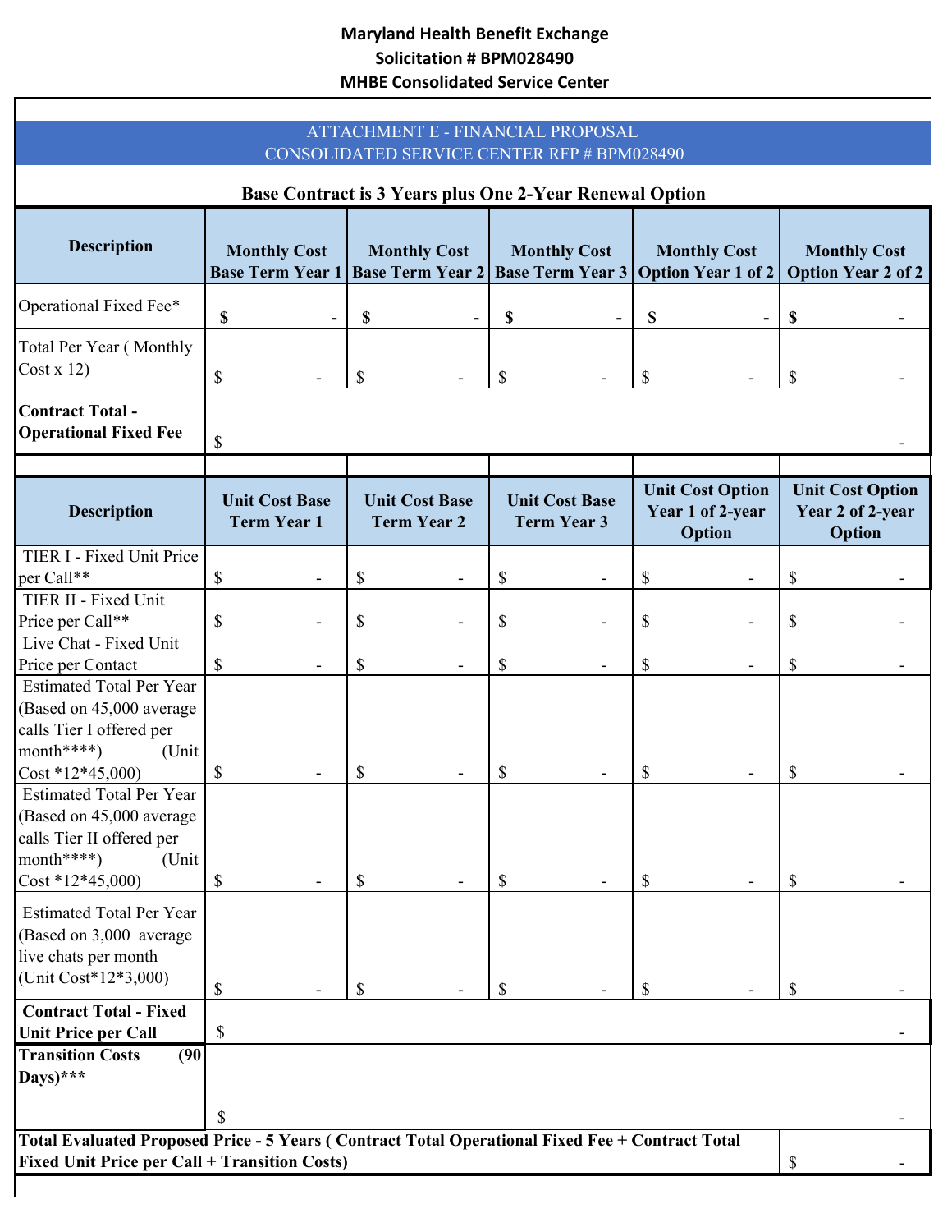**Maryland Health Benefit Exchange**
**Solicitation # BPM028490**
**MHBE Consolidated Service Center**

ATTACHMENT E - FINANCIAL PROPOSAL
CONSOLIDATED SERVICE CENTER RFP # BPM028490

**Base Contract is 3 Years plus One 2-Year Renewal Option**

| Description | Monthly Cost Base Term Year 1 | Monthly Cost Base Term Year 2 | Monthly Cost Base Term Year 3 | Monthly Cost Option Year 1 of 2 | Monthly Cost Option Year 2 of 2 |
|---|---|---|---|---|---|
| Operational Fixed Fee* | **$ -** | **$ -** | **$ -** | **$ -** | **$ -** |
| Total Per Year ( Monthly Cost x 12) | $ - | $ - | $ - | $ - | $ - |
| **Contract Total - Operational Fixed Fee** | $ - | | | | |

| Description | Unit Cost Base Term Year 1 | Unit Cost Base Term Year 2 | Unit Cost Base Term Year 3 | Unit Cost Option Year 1 of 2-year Option | Unit Cost Option Year 2 of 2-year Option |
|---|---|---|---|---|---|
| TIER I - Fixed Unit Price per Call** | $ - | $ - | $ - | $ - | $ - |
| TIER II - Fixed Unit Price per Call** | $ - | $ - | $ - | $ - | $ - |
| Live Chat - Fixed Unit Price per Contact | $ - | $ - | $ - | $ - | $ - |
| Estimated Total Per Year (Based on 45,000 average calls Tier I offered per month****) (Unit Cost *12*45,000) | $ - | $ - | $ - | $ - | $ - |
| Estimated Total Per Year (Based on 45,000 average calls Tier II offered per month****) (Unit Cost *12*45,000) | $ - | $ - | $ - | $ - | $ - |
| Estimated Total Per Year (Based on 3,000 average live chats per month (Unit Cost*12*3,000) | $ - | $ - | $ - | $ - | $ - |
| **Contract Total - Fixed Unit Price per Call** | $ - | | | | |
| **Transition Costs (90 Days)*** | $ - | | | | |
| **Total Evaluated Proposed Price - 5 Years ( Contract Total Operational Fixed Fee + Contract Total Fixed Unit Price per Call + Transition Costs)** | | | | | $ - |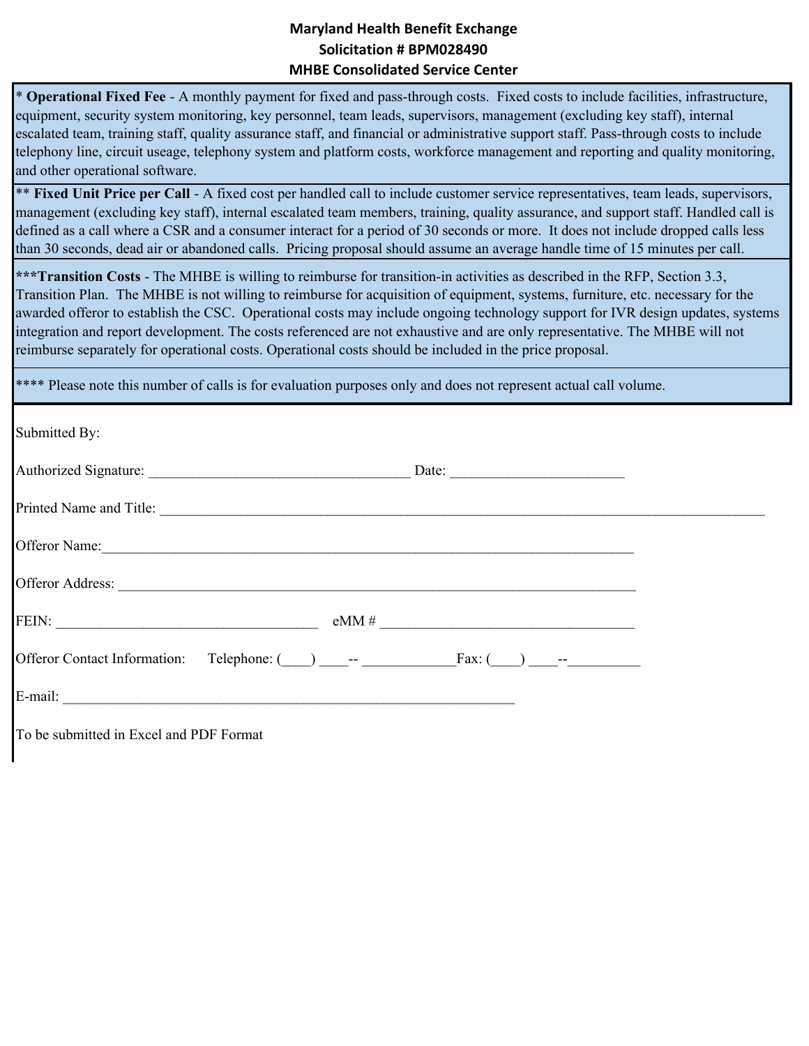**Maryland Health Benefit Exchange**
**Solicitation # BPM028490**
**MHBE Consolidated Service Center**

| |
|---|
| * **Operational Fixed Fee** - A monthly payment for fixed and pass-through costs. Fixed costs to include facilities, infrastructure, equipment, security system monitoring, key personnel, team leads, supervisors, management (excluding key staff), internal escalated team, training staff, quality assurance staff, and financial or administrative support staff. Pass-through costs to include telephony line, circuit useage, telephony system and platform costs, workforce management and reporting and quality monitoring, and other operational software. |
| ** **Fixed Unit Price per Call** - A fixed cost per handled call to include customer service representatives, team leads, supervisors, management (excluding key staff), internal escalated team members, training, quality assurance, and support staff. Handled call is defined as a call where a CSR and a consumer interact for a period of 30 seconds or more. It does not include dropped calls less than 30 seconds, dead air or abandoned calls. Pricing proposal should assume an average handle time of 15 minutes per call. |
| ***__Transition Costs__ - The MHBE is willing to reimburse for transition-in activities as described in the RFP, Section 3.3, Transition Plan. The MHBE is not willing to reimburse for acquisition of equipment, systems, furniture, etc. necessary for the awarded offeror to establish the CSC. Operational costs may include ongoing technology support for IVR design updates, systems integration and report development. The costs referenced are not exhaustive and are only representative. The MHBE will not reimburse separately for operational costs. Operational costs should be included in the price proposal. |
| **** Please note this number of calls is for evaluation purposes only and does not represent actual call volume. |

Submitted By:

Authorized Signature: ____________________________________ Date: ________________________

Printed Name and Title: ____________________________________________________________________________________

Offeror Name:___________________________________________________________________________

Offeror Address: ___________________________________________________________________________

FEIN: ____________________________________ eMM # ___________________________________

Offeror Contact Information: Telephone: (____) ____-- _____________Fax: (____) ____--__________

E-mail: ______________________________________________________________

To be submitted in Excel and PDF Format